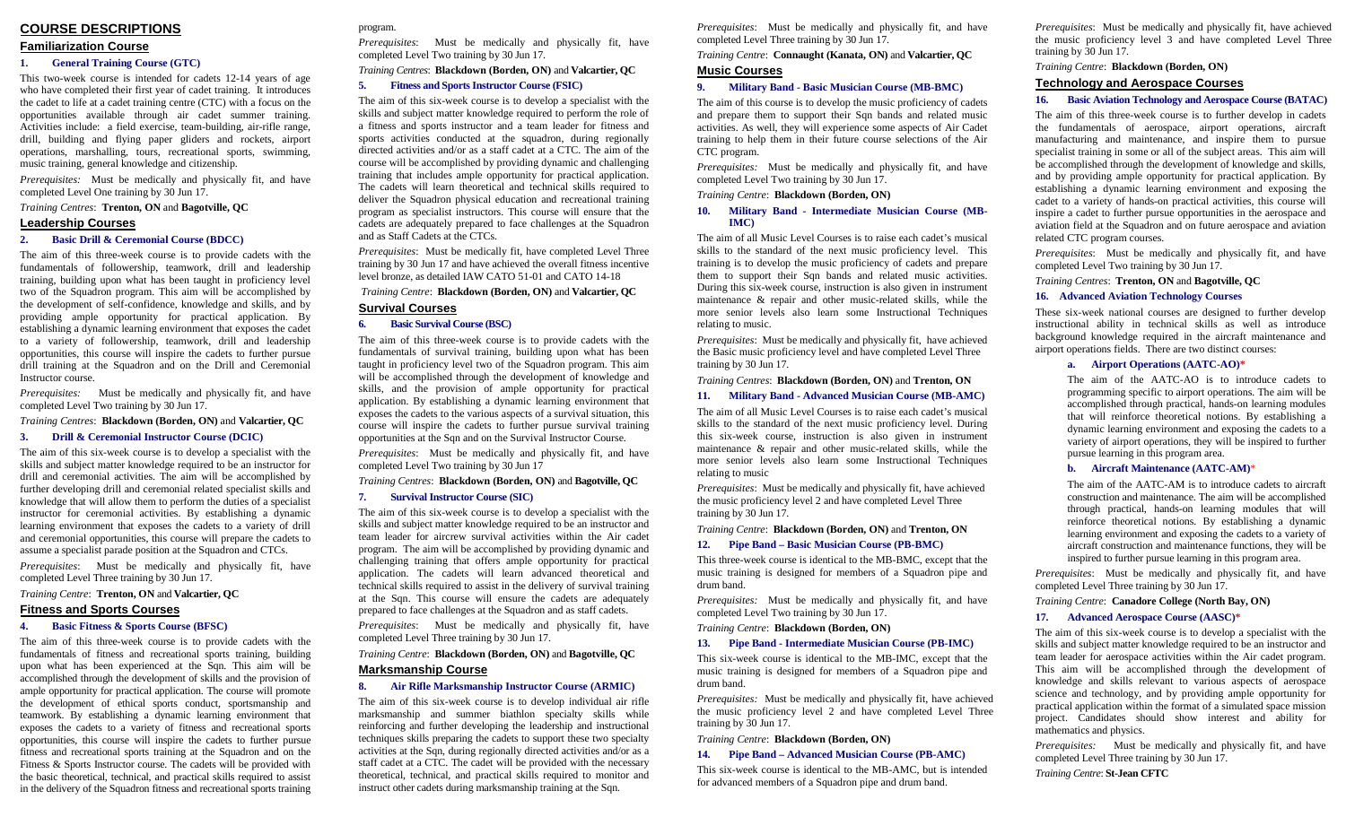# COURSE DESCRIPTIONS

## Familiarization Course

### 1. General Training Course (GTC)

This two-week course is intended for cadets 12-14 years of age who have completed their first year of cadet training. It introduces the cadet to life at a cadet training centre (CTC) with a focus on the opportunities available through air cadet summer training. Activities include: a field exercise, team-building, air-rifle range, drill, building and flying paper gliders and rockets, airport operations, marshalling, tours, recreational sports, swimming, music training, general knowledge and citizenship.

*Prerequisites:* Must be medically and physically fit, and have completed Level One training by 30 Jun 17.

*Training Centres*: **Trenton, ON** and **Bagotville, QC**

## Leadership Courses

### 2. Basic Drill & Ceremonial Course (BDCC)

The aim of this three-week course is to provide cadets with the fundamentals of followership, teamwork, drill and leadership training, building upon what has been taught in proficiency level two of the Squadron program. This aim will be accomplished by the development of self-confidence, knowledge and skills, and by providing ample opportunity for practical application. By establishing a dynamic learning environment that exposes the cadet to a variety of followership, teamwork, drill and leadership opportunities, this course will inspire the cadets to further pursue drill training at the Squadron and on the Drill and Ceremonial Instructor course.

*Prerequisites:* Must be medically and physically fit, and have completed Level Two training by 30 Jun 17.

*Training Centres*: **Blackdown (Borden, ON)** and **Valcartier, QC**

### 3. Drill & Ceremonial Instructor Course (DCIC)

The aim of this six-week course is to develop a specialist with the skills and subject matter knowledge required to be an instructor for drill and ceremonial activities. The aim will be accomplished by further developing drill and ceremonial related specialist skills and knowledge that will allow them to perform the duties of a specialist instructor for ceremonial activities. By establishing a dynamic learning environment that exposes the cadets to a variety of drill and ceremonial opportunities, this course will prepare the cadets to assume a specialist parade position at the Squadron and CTCs.

*Prerequisites*: Must be medically and physically fit, and have completed Level Three training by 30 Jun 17.

*Training Centre*: **Trenton, ON** and **Valcartier, QC**

## Fitness and Sports Courses

### 4. Basic Fitness & Sports Course (BFSC)

The aim of this three-week course is to provide cadets with the fundamentals of fitness and recreational sports training, building upon what has been experienced at the Sqn. This aim will be accomplished through the development of skills and the provision of ample opportunity for practical application. The course will promote the development of ethical sports conduct, sportsmanship and teamwork. By establishing a dynamic learning environment that exposes the cadets to a variety of fitness and recreational sports opportunities, this course will inspire the cadets to further pursue fitness and recreational sports training at the Squadron and on the Fitness & Sports Instructor Course. The cadets will be provided with the basic theoretical, technical, and practical skills required to assist in the delivery of the Squadron fitness and recreational sports training program.

*Prerequisites*: Must be medically and physically fit, have completed Level Two training by 30 Jun 17.

*Training Centres*: **Blackdown (Borden, ON)** and **Valcartier, QC**

### 5. Fitness and Sports Instructor Course (FSIC)

The aim of this six-week course is to develop a specialist with the skills and subject matter knowledge required to perform the role of a fitness and sports instructor and a team leader for fitness and sports activities conducted at the squadron, during regionally directed activities and/or as a staff cadet at a CTC. The aim of the course will be accomplished by providing dynamic and challenging training that includes ample opportunity for practical application. The cadets will learn theoretical and technical skills required to deliver the Squadron physical education and recreational training program as specialist instructors. This course will ensure that the cadets are adequately prepared to face challenges at the Squadron and as Staff Cadets at the CTCs.

*Prerequisites*: Must be medically fit, have completed Level Three training by 30 Jun 17 and have achieved the overall fitness incentive level bronze, as detailed IAW CATO 51-01 and CATO 14-18

*Training Centre*: **Blackdown (Borden, ON)** and **Valcartier, QC**

## Survival Courses

### 6. Basic Survival Course (BSC)

The aim of this three-week course is to provide cadets with the fundamentals of survival training, building upon what has been taught in proficiency level two of the Squadron program. This aim will be accomplished through the development of knowledge and skills, and the provision of ample opportunity for practical application. By establishing a dynamic learning environment that exposes the cadets to the various aspects of a survival situation, this course will inspire the cadets to further pursue survival training opportunities at the Sqn and on the Survival Instructor Course.

*Prerequisites*: Must be medically and physically fit, and have completed Level Two training by 30 Jun 17

*Training Centres*: **Blackdown (Borden, ON)** and **Bagotville, QC**

### 7. Survival Instructor Course (SIC)

The aim of this six-week course is to develop a specialist with the skills and subject matter knowledge required to be an instructor and team leader for aircrew survival activities within the Air cadet program. The aim will be accomplished by providing dynamic and challenging training that offers ample opportunity for practical application. The cadets will learn advanced theoretical and technical skills required to assist in the delivery of survival training at the Sqn. This course will ensure the cadets are adequately prepared to face challenges at the Squadron and as staff cadets.

*Prerequisites*: Must be medically and physically fit, have completed Level Three training by 30 Jun 17.

*Training Centre*: **Blackdown (Borden, ON)** and **Bagotville, QC**

## Marksmanship Course

### 8. Air Rifle Marksmanship Instructor Course (ARMIC)

The aim of this six-week course is to develop individual air rifle marksmanship and summer biathlon specialty skills while reinforcing and further developing the leadership and instructional techniques skills preparing the cadets to support these two specialty activities at the Sqn, during regionally directed activities and/or as a staff cadet at a CTC. The cadet will be provided with the necessary theoretical, technical, and practical skills required to monitor and instruct other cadets during marksmanship training at the Sqn.

*Prerequisites*: Must be medically and physically fit, and have completed Level Three training by 30 Jun 17.

*Training Centre*: **Connaught (Kanata, ON)** and **Valcartier, QC**

## Music Courses

### 9. Military Band - Basic Musician Course (MB-BMC)

The aim of this course is to develop the music proficiency of cadets and prepare them to support their Sqn bands and related music activities. As well, they will experience some aspects of Air Cadet training to help them in their future course selections of the Air CTC program.

*Prerequisites:* Must be medically and physically fit, and have completed Level Two training by 30 Jun 17.

*Training Centre*: **Blackdown (Borden, ON)**

### 10. Military Band - Intermediate Musician Course (MB-IMC)

The aim of all Music Level Courses is to raise each cadet's musical skills to the standard of the next music proficiency level. This training is to develop the music proficiency of cadets and prepare them to support their Sqn bands and related music activities. During this six-week course, instruction is also given in instrument maintenance & repair and other music-related skills, while the more senior levels also learn some Instructional Techniques relating to music.

*Prerequisites*: Must be medically and physically fit, have achieved the Basic music proficiency level and have completed Level Three training by 30 Jun 17.

*Training Centres*: **Blackdown (Borden, ON)** and **Trenton, ON**

### 11. Military Band - Advanced Musician Course (MB-AMC)

The aim of all Music Level Courses is to raise each cadet's musical skills to the standard of the next music proficiency level. During this six-week course, instruction is also given in instrument maintenance & repair and other music-related skills, while the more senior levels also learn some Instructional Techniques relating to music

*Prerequisites*: Must be medically and physically fit, have achieved the music proficiency level 2 and have completed Level Three training by 30 Jun 17.

*Training Centre*: **Blackdown (Borden, ON)** and **Trenton, ON**

### 12. Pipe Band – Basic Musician Course (PB-BMC)

This three-week course is identical to the MB-BMC, except that the music training is designed for members of a Squadron pipe and drum band.

*Prerequisites:* Must be medically and physically fit, and have completed Level Two training by 30 Jun 17.

*Training Centre*: **Blackdown (Borden, ON)**

### 13. Pipe Band - Intermediate Musician Course (PB-IMC)

This six-week course is identical to the MB-IMC, except that the music training is designed for members of a Squadron pipe and drum band.

*Prerequisites:* Must be medically and physically fit, have achieved the music proficiency level 2 and have completed Level Three training by 30 Jun 17.

*Training Centre*: **Blackdown (Borden, ON)**

### 14. Pipe Band – Advanced Musician Course (PB-AMC)

This six-week course is identical to the MB-AMC, but is intended for advanced members of a Squadron pipe and drum band.

*Prerequisites*: Must be medically and physically fit, have achieved the music proficiency level 3 and have completed Level Three training by 30 Jun 17.

*Training Centre*: **Blackdown (Borden, ON)**

## Technology and Aerospace Courses

### 15. Basic Aviation Technology and Aerospace Course (BATAC)

The aim of this three-week course is to further develop in cadets the fundamentals of aerospace, airport operations, aircraft manufacturing and maintenance, and inspire them to pursue specialist training in some or all of the subject areas. This aim will be accomplished through the development of knowledge and skills, and by providing ample opportunity for practical application. By establishing a dynamic learning environment and exposing the cadet to a variety of hands-on practical activities, this course will inspire a cadet to further pursue opportunities in the aerospace and aviation field at the Squadron and on future aerospace and aviation related CTC program courses.

*Prerequisites*: Must be medically and physically fit, and have completed Level Two training by 30 Jun 17.

*Training Centres*: **Trenton, ON** and **Bagotville, QC**

### 16. Advanced Aviation Technology Courses

These six-week national courses are designed to further develop instructional ability in technical skills as well as introduce background knowledge required in the aircraft maintenance and airport operations fields. There are two distinct courses:

#### a. Airport Operations (AATC-AO)*

The aim of the AATC-AO is to introduce cadets to programming specific to airport operations. The aim will be accomplished through practical, hands-on learning modules that will reinforce theoretical notions. By establishing a dynamic learning environment and exposing the cadets to a variety of airport operations, they will be inspired to further pursue learning in this program area.

#### b. Aircraft Maintenance (AATC-AM)*

The aim of the AATC-AM is to introduce cadets to aircraft construction and maintenance. The aim will be accomplished through practical, hands-on learning modules that will reinforce theoretical notions. By establishing a dynamic learning environment and exposing the cadets to a variety of aircraft construction and maintenance functions, they will be inspired to further pursue learning in this program area.

*Prerequisites*: Must be medically and physically fit, and have completed Level Three training by 30 Jun 17.

*Training Centre*: **Canadore College (North Bay, ON)**

### 17. Advanced Aerospace Course (AASC)*

The aim of this six-week course is to develop a specialist with the skills and subject matter knowledge required to be an instructor and team leader for aerospace activities within the Air cadet program. This aim will be accomplished through the development of knowledge and skills relevant to various aspects of aerospace science and technology, and by providing ample opportunity for practical application within the format of a simulated space mission project. Candidates should show interest and ability for mathematics and physics.

*Prerequisites:* Must be medically and physically fit, and have completed Level Three training by 30 Jun 17.

*Training Centre*: **St-Jean CFTC**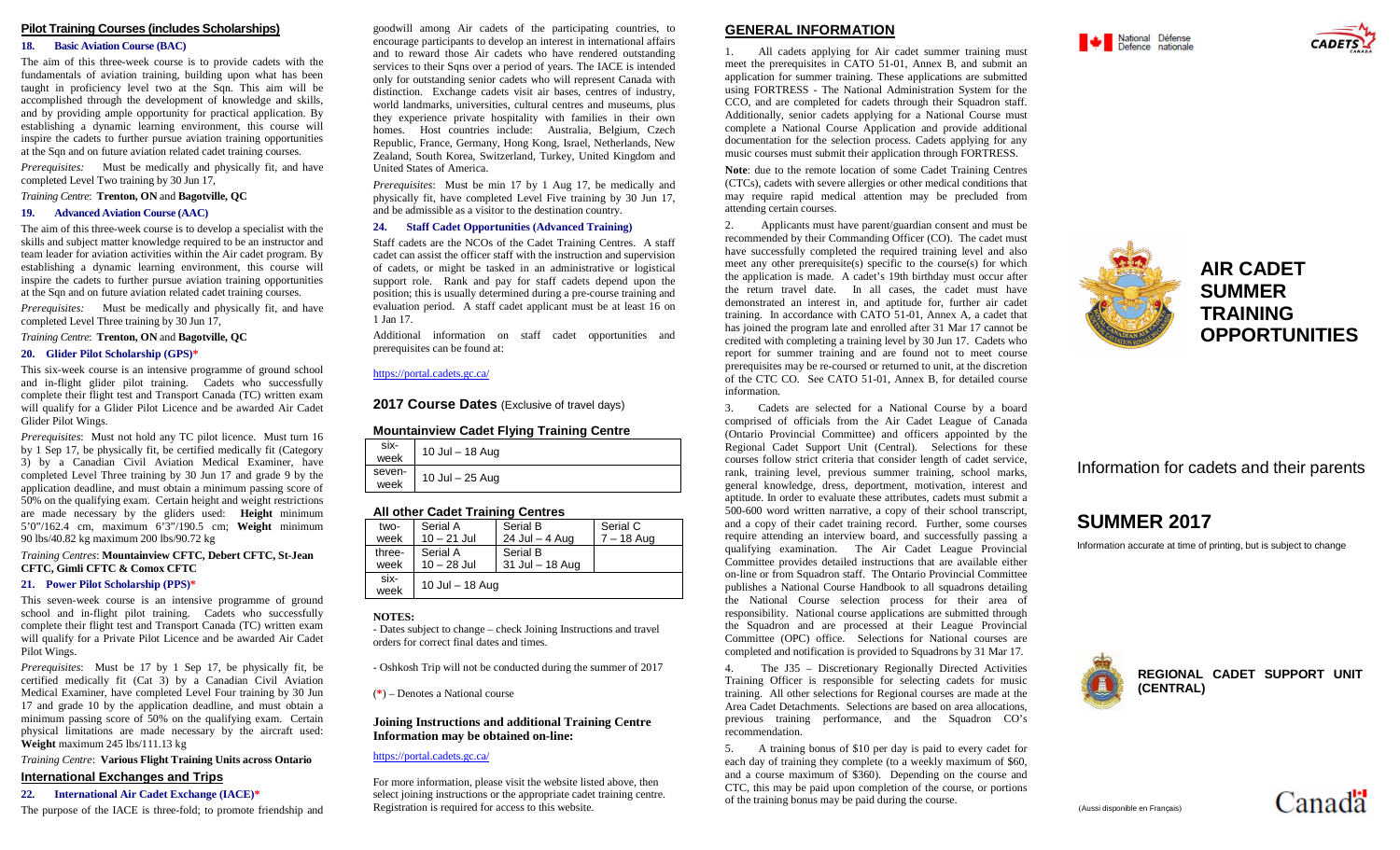## Pilot Training Courses (includes Scholarships)

### 18. Basic Aviation Course (BAC)

The aim of this three-week course is to provide cadets with the fundamentals of aviation training, building upon what has been taught in proficiency level two at the Sqn. This aim will be accomplished through the development of knowledge and skills, and by providing ample opportunity for practical application. By establishing a dynamic learning environment, this course will inspire the cadets to further pursue aviation training opportunities at the Sqn and on future aviation related cadet training courses.

*Prerequisites:* Must be medically and physically fit, and have completed Level Two training by 30 Jun 17,

*Training Centre*: **Trenton, ON** and **Bagotville, QC**

### 19. Advanced Aviation Course (AAC)

The aim of this three-week course is to develop a specialist with the skills and subject matter knowledge required to be an instructor and team leader for aviation activities within the Air cadet program. By establishing a dynamic learning environment, this course will inspire the cadets to further pursue aviation training opportunities at the Sqn and on future aviation related cadet training courses.

*Prerequisites:* Must be medically and physically fit, and have completed Level Three training by 30 Jun 17,

*Training Centre*: **Trenton, ON** and **Bagotville, QC**

### 20. Glider Pilot Scholarship (GPS)*

This six-week course is an intensive programme of ground school and in-flight glider pilot training. Cadets who successfully complete their flight test and Transport Canada (TC) written exam will qualify for a Glider Pilot Licence and be awarded Air Cadet Glider Pilot Wings.

*Prerequisites*: Must not hold any TC pilot licence. Must turn 16 by 1 Sep 17, be physically fit, be certified medically fit (Category 3) by a Canadian Civil Aviation Medical Examiner, have completed Level Three training by 30 Jun 17 and grade 9 by the application deadline, and must obtain a minimum passing score of 50% on the qualifying exam. Certain height and weight restrictions are made necessary by the gliders used: **Height** minimum 5'0"/162.4 cm, maximum 6'3"/190.5 cm; **Weight** minimum 90 lbs/40.82 kg maximum 200 lbs/90.72 kg

*Training Centres*: **Mountainview CFTC, Debert CFTC, St-Jean CFTC, Gimli CFTC & Comox CFTC**

### 21. Power Pilot Scholarship (PPS)*

This seven-week course is an intensive programme of ground school and in-flight pilot training. Cadets who successfully complete their flight test and Transport Canada (TC) written exam will qualify for a Private Pilot Licence and be awarded Air Cadet Pilot Wings.

*Prerequisites*: Must be 17 by 1 Sep 17, be physically fit, be certified medically fit (Cat 3) by a Canadian Civil Aviation Medical Examiner, have completed Level Four training by 30 Jun 17 and grade 10 by the application deadline, and must obtain a minimum passing score of 50% on the qualifying exam. Certain physical limitations are made necessary by the aircraft used: **Weight** maximum 245 lbs/111.13 kg

*Training Centre*: **Various Flight Training Units across Ontario**

## International Exchanges and Trips

### 22. International Air Cadet Exchange (IACE)*

The purpose of the IACE is three-fold; to promote friendship and goodwill among Air cadets of the participating countries, to encourage participants to develop an interest in international affairs and to reward those Air cadets who have rendered outstanding services to their Sqns over a period of years. The IACE is intended only for outstanding senior cadets who will represent Canada with distinction. Exchange cadets visit air bases, centres of industry, world landmarks, universities, cultural centres and museums, plus they experience private hospitality with families in their own homes. Host countries include: Australia, Belgium, Czech Republic, France, Germany, Hong Kong, Israel, Netherlands, New Zealand, South Korea, Switzerland, Turkey, United Kingdom and United States of America.

*Prerequisites*: Must be min 17 by 1 Aug 17, be medically and physically fit, have completed Level Five training by 30 Jun 17, and be admissible as a visitor to the destination country.

### 24. Staff Cadet Opportunities (Advanced Training)

Staff cadets are the NCOs of the Cadet Training Centres. A staff cadet can assist the officer staff with the instruction and supervision of cadets, or might be tasked in an administrative or logistical support role. Rank and pay for staff cadets depend upon the position; this is usually determined during a pre-course training and evaluation period. A staff cadet applicant must be at least 16 on 1 Jan 17.

Additional information on staff cadet opportunities and prerequisites can be found at:

https://portal.cadets.gc.ca/

## 2017 Course Dates (Exclusive of travel days)

### Mountainview Cadet Flying Training Centre

| | |
|---|---|
| six-week | 10 Jul – 18 Aug |
| seven-week | 10 Jul – 25 Aug |

### All other Cadet Training Centres

| | | | |
|---|---|---|---|
| two-week | Serial A 10 – 21 Jul | Serial B 24 Jul – 4 Aug | Serial C 7 – 18 Aug |
| three-week | Serial A 10 – 28 Jul | Serial B 31 Jul – 18 Aug | |
| six-week | 10 Jul – 18 Aug | | |

**NOTES:**

- Dates subject to change – check Joining Instructions and travel orders for correct final dates and times.

- Oshkosh Trip will not be conducted during the summer of 2017

(*) – Denotes a National course

### Joining Instructions and additional Training Centre Information may be obtained on-line:

https://portal.cadets.gc.ca/

For more information, please visit the website listed above, then select joining instructions or the appropriate cadet training centre. Registration is required for access to this website.

## GENERAL INFORMATION

1. All cadets applying for Air cadet summer training must meet the prerequisites in CATO 51-01, Annex B, and submit an application for summer training. These applications are submitted using FORTRESS - The National Administration System for the CCO, and are completed for cadets through their Squadron staff. Additionally, senior cadets applying for a National Course must complete a National Course Application and provide additional documentation for the selection process. Cadets applying for any music courses must submit their application through FORTRESS.

**Note**: due to the remote location of some Cadet Training Centres (CTCs), cadets with severe allergies or other medical conditions that may require rapid medical attention may be precluded from attending certain courses.

2. Applicants must have parent/guardian consent and must be recommended by their Commanding Officer (CO). The cadet must have successfully completed the required training level and also meet any other prerequisite(s) specific to the course(s) for which the application is made. A cadet's 19th birthday must occur after the return travel date. In all cases, the cadet must have demonstrated an interest in, and aptitude for, further air cadet training. In accordance with CATO 51-01, Annex A, a cadet that has joined the program late and enrolled after 31 Mar 17 cannot be credited with completing a training level by 30 Jun 17. Cadets who report for summer training and are found not to meet course prerequisites may be re-coursed or returned to unit, at the discretion of the CTC CO. See CATO 51-01, Annex B, for detailed course information.

3. Cadets are selected for a National Course by a board comprised of officials from the Air Cadet League of Canada (Ontario Provincial Committee) and officers appointed by the Regional Cadet Support Unit (Central). Selections for these courses follow strict criteria that consider length of cadet service, rank, training level, previous summer training, school marks, general knowledge, dress, deportment, motivation, interest and aptitude. In order to evaluate these attributes, cadets must submit a 500-600 word written narrative, a copy of their school transcript, and a copy of their cadet training record. Further, some courses require attending an interview board, and successfully passing a qualifying examination. The Air Cadet League Provincial Committee provides detailed instructions that are available either on-line or from Squadron staff. The Ontario Provincial Committee publishes a National Course Handbook to all squadrons detailing the National Course selection process for their area of responsibility. National course applications are submitted through the Squadron and are processed at their League Provincial Committee (OPC) office. Selections for National courses are completed and notification is provided to Squadrons by 31 Mar 17.

4. The J35 – Discretionary Regionally Directed Activities Training Officer is responsible for selecting cadets for music training. All other selections for Regional courses are made at the Area Cadet Detachments. Selections are based on area allocations, previous training performance, and the Squadron CO's recommendation.

5. A training bonus of $10 per day is paid to every cadet for each day of training they complete (to a weekly maximum of $60, and a course maximum of $360). Depending on the course and CTC, this may be paid upon completion of the course, or portions of the training bonus may be paid during the course.

National Defence / Défense nationale

CADETS CANADA

# AIR CADET SUMMER TRAINING OPPORTUNITIES

Information for cadets and their parents

# SUMMER 2017

Information accurate at time of printing, but is subject to change

**REGIONAL CADET SUPPORT UNIT (CENTRAL)**

(Aussi disponible en Français)

Canada